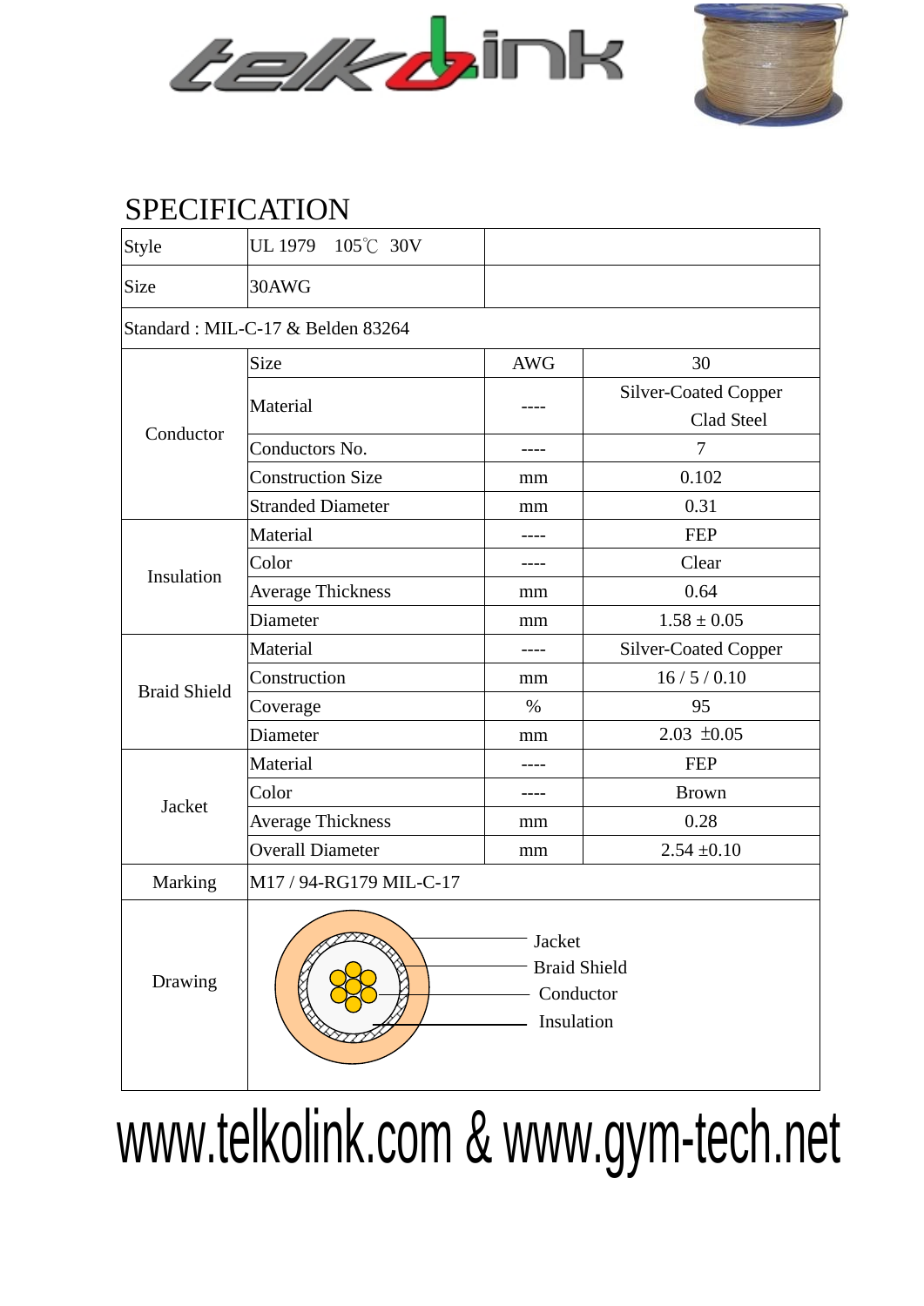# SPECIFICATION

| Style | UL 1979 105℃ 30V | | |
|---|---|---|---|
| Size | 30AWG | | |
| Standard : MIL-C-17 & Belden 83264 | | | |
| Conductor | Size | AWG | 30 |
| | Material | ---- | Silver-Coated Copper Clad Steel |
| | Conductors No. | ---- | 7 |
| | Construction Size | mm | 0.102 |
| | Stranded Diameter | mm | 0.31 |
| Insulation | Material | ---- | FEP |
| | Color | ---- | Clear |
| | Average Thickness | mm | 0.64 |
| | Diameter | mm | 1.58 ± 0.05 |
| Braid Shield | Material | ---- | Silver-Coated Copper |
| | Construction | mm | 16 / 5 / 0.10 |
| | Coverage | % | 95 |
| | Diameter | mm | 2.03 ±0.05 |
| Jacket | Material | ---- | FEP |
| | Color | ---- | Brown |
| | Average Thickness | mm | 0.28 |
| | Overall Diameter | mm | 2.54 ±0.10 |
| Marking | M17 / 94-RG179 MIL-C-17 | | |
| Drawing | Jacket, Braid Shield, Conductor, Insulation | | |

www.telkolink.com & www.gym-tech.net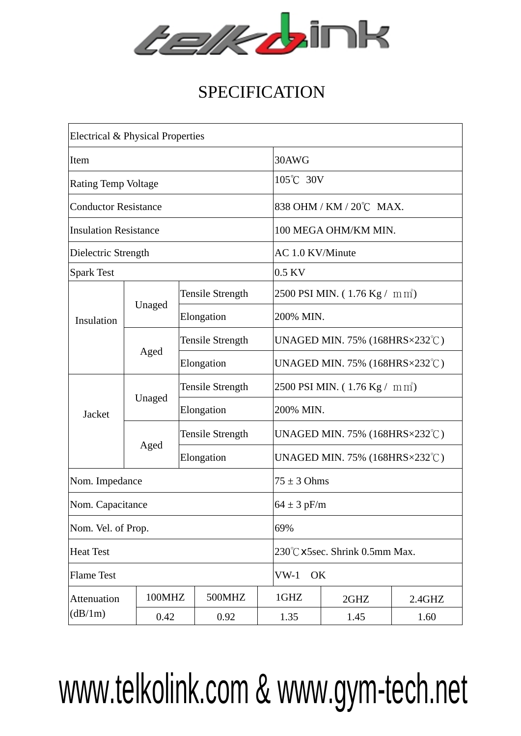# SPECIFICATION

| Electrical & Physical Properties | | | |
|---|---|---|---|
| Item | | | 30AWG |
| Rating Temp Voltage | | | 105℃ 30V |
| Conductor Resistance | | | 838 OHM / KM / 20℃ MAX. |
| Insulation Resistance | | | 100 MEGA OHM/KM MIN. |
| Dielectric Strength | | | AC 1.0 KV/Minute |
| Spark Test | | | 0.5 KV |
| Insulation | Unaged | Tensile Strength | 2500 PSI MIN. ( 1.76 Kg / ㎟) |
| | | Elongation | 200% MIN. |
| | Aged | Tensile Strength | UNAGED MIN. 75% (168HRS×232℃) |
| | | Elongation | UNAGED MIN. 75% (168HRS×232℃) |
| Jacket | Unaged | Tensile Strength | 2500 PSI MIN. ( 1.76 Kg / ㎟) |
| | | Elongation | 200% MIN. |
| | Aged | Tensile Strength | UNAGED MIN. 75% (168HRS×232℃) |
| | | Elongation | UNAGED MIN. 75% (168HRS×232℃) |
| Nom. Impedance | | | 75 ± 3 Ohms |
| Nom. Capacitance | | | 64 ± 3 pF/m |
| Nom. Vel. of Prop. | | | 69% |
| Heat Test | | | 230℃x5sec. Shrink 0.5mm Max. |
| Flame Test | | | VW-1 OK |

| Attenuation (dB/1m) | 100MHZ | 500MHZ | 1GHZ | 2GHZ | 2.4GHZ |
|---|---|---|---|---|---|
| | 0.42 | 0.92 | 1.35 | 1.45 | 1.60 |

www.telkolink.com & www.gym-tech.net